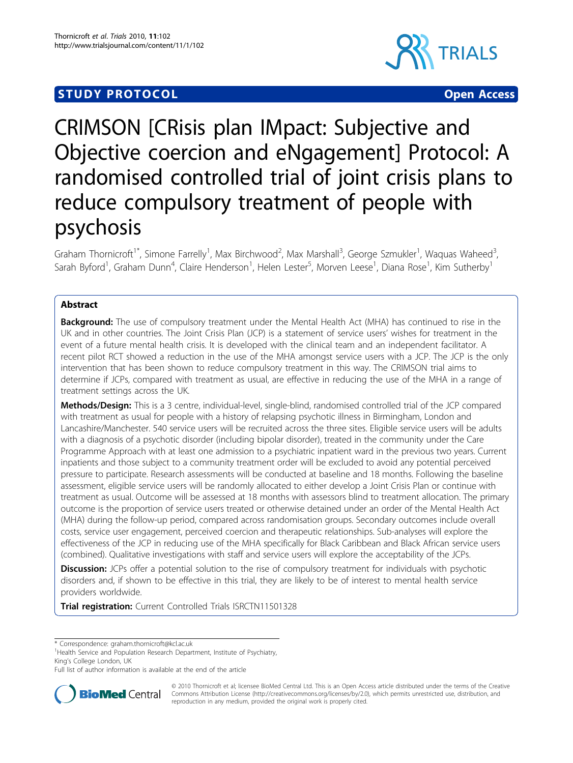STUDY PROTOCOL Open Access

# CRIMSON [CRisis plan IMpact: Subjective and Objective coercion and eNgagement] Protocol: A randomised controlled trial of joint crisis plans to reduce compulsory treatment of people with psychosis

Graham Thornicroft[1*], Simone Farrelly[1], Max Birchwood[2], Max Marshall[3], George Szmukler[1], Waquas Waheed[3], Sarah Byford[1], Graham Dunn[4], Claire Henderson[1], Helen Lester[5], Morven Leese[1], Diana Rose[1], Kim Sutherby[1]

## Abstract

**Background:** The use of compulsory treatment under the Mental Health Act (MHA) has continued to rise in the UK and in other countries. The Joint Crisis Plan (JCP) is a statement of service users' wishes for treatment in the event of a future mental health crisis. It is developed with the clinical team and an independent facilitator. A recent pilot RCT showed a reduction in the use of the MHA amongst service users with a JCP. The JCP is the only intervention that has been shown to reduce compulsory treatment in this way. The CRIMSON trial aims to determine if JCPs, compared with treatment as usual, are effective in reducing the use of the MHA in a range of treatment settings across the UK.

**Methods/Design:** This is a 3 centre, individual-level, single-blind, randomised controlled trial of the JCP compared with treatment as usual for people with a history of relapsing psychotic illness in Birmingham, London and Lancashire/Manchester. 540 service users will be recruited across the three sites. Eligible service users will be adults with a diagnosis of a psychotic disorder (including bipolar disorder), treated in the community under the Care Programme Approach with at least one admission to a psychiatric inpatient ward in the previous two years. Current inpatients and those subject to a community treatment order will be excluded to avoid any potential perceived pressure to participate. Research assessments will be conducted at baseline and 18 months. Following the baseline assessment, eligible service users will be randomly allocated to either develop a Joint Crisis Plan or continue with treatment as usual. Outcome will be assessed at 18 months with assessors blind to treatment allocation. The primary outcome is the proportion of service users treated or otherwise detained under an order of the Mental Health Act (MHA) during the follow-up period, compared across randomisation groups. Secondary outcomes include overall costs, service user engagement, perceived coercion and therapeutic relationships. Sub-analyses will explore the effectiveness of the JCP in reducing use of the MHA specifically for Black Caribbean and Black African service users (combined). Qualitative investigations with staff and service users will explore the acceptability of the JCPs.

**Discussion:** JCPs offer a potential solution to the rise of compulsory treatment for individuals with psychotic disorders and, if shown to be effective in this trial, they are likely to be of interest to mental health service providers worldwide.

**Trial registration:** Current Controlled Trials ISRCTN11501328

\* Correspondence: graham.thornicroft@kcl.ac.uk
[1]Health Service and Population Research Department, Institute of Psychiatry, King's College London, UK
Full list of author information is available at the end of the article

© 2010 Thornicroft et al; licensee BioMed Central Ltd. This is an Open Access article distributed under the terms of the Creative Commons Attribution License (http://creativecommons.org/licenses/by/2.0), which permits unrestricted use, distribution, and reproduction in any medium, provided the original work is properly cited.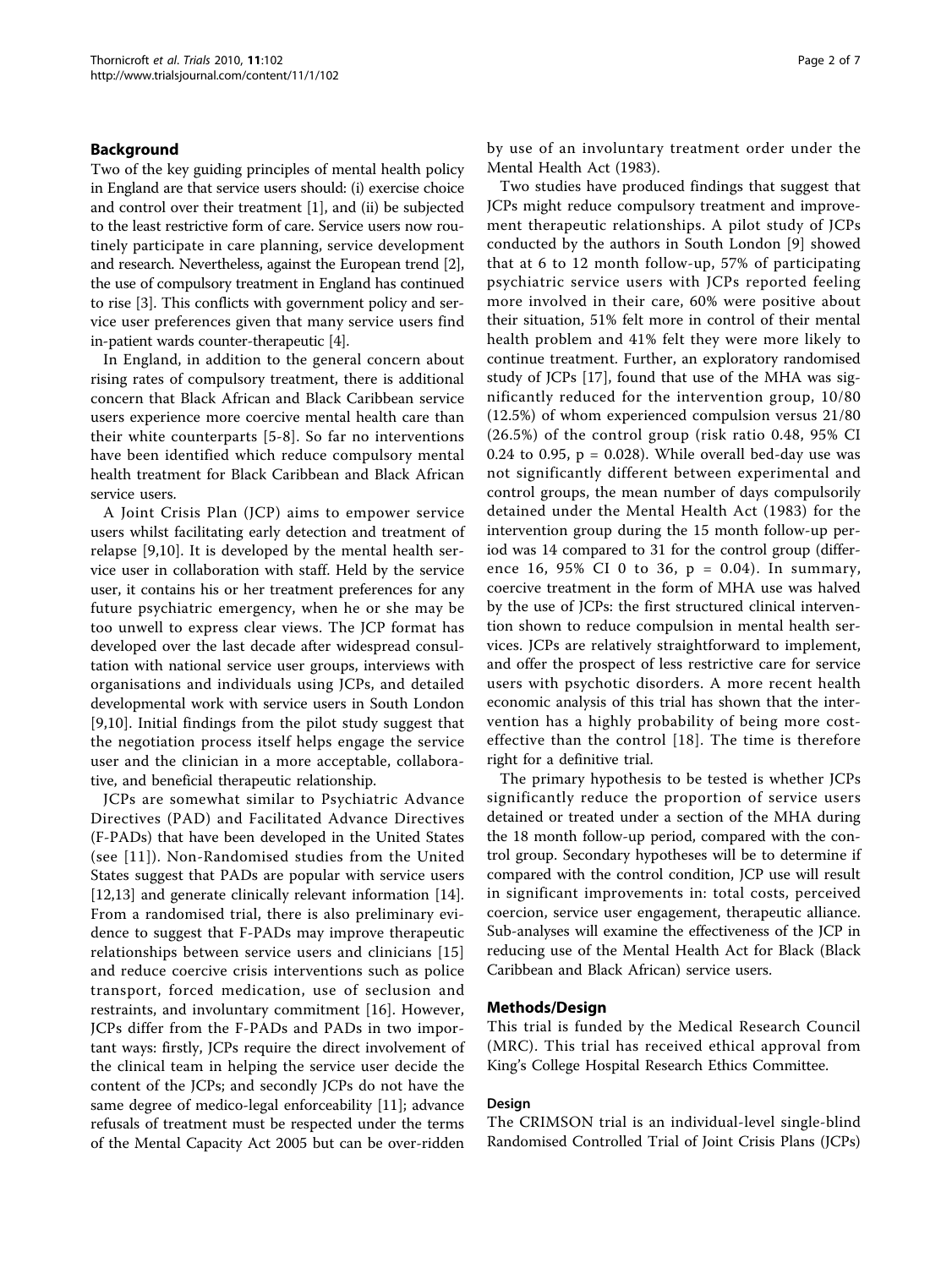## Background

Two of the key guiding principles of mental health policy in England are that service users should: (i) exercise choice and control over their treatment [1], and (ii) be subjected to the least restrictive form of care. Service users now routinely participate in care planning, service development and research. Nevertheless, against the European trend [2], the use of compulsory treatment in England has continued to rise [3]. This conflicts with government policy and service user preferences given that many service users find in-patient wards counter-therapeutic [4].

In England, in addition to the general concern about rising rates of compulsory treatment, there is additional concern that Black African and Black Caribbean service users experience more coercive mental health care than their white counterparts [5-8]. So far no interventions have been identified which reduce compulsory mental health treatment for Black Caribbean and Black African service users.

A Joint Crisis Plan (JCP) aims to empower service users whilst facilitating early detection and treatment of relapse [9,10]. It is developed by the mental health service user in collaboration with staff. Held by the service user, it contains his or her treatment preferences for any future psychiatric emergency, when he or she may be too unwell to express clear views. The JCP format has developed over the last decade after widespread consultation with national service user groups, interviews with organisations and individuals using JCPs, and detailed developmental work with service users in South London [9,10]. Initial findings from the pilot study suggest that the negotiation process itself helps engage the service user and the clinician in a more acceptable, collaborative, and beneficial therapeutic relationship.

JCPs are somewhat similar to Psychiatric Advance Directives (PAD) and Facilitated Advance Directives (F-PADs) that have been developed in the United States (see [11]). Non-Randomised studies from the United States suggest that PADs are popular with service users [12,13] and generate clinically relevant information [14]. From a randomised trial, there is also preliminary evidence to suggest that F-PADs may improve therapeutic relationships between service users and clinicians [15] and reduce coercive crisis interventions such as police transport, forced medication, use of seclusion and restraints, and involuntary commitment [16]. However, JCPs differ from the F-PADs and PADs in two important ways: firstly, JCPs require the direct involvement of the clinical team in helping the service user decide the content of the JCPs; and secondly JCPs do not have the same degree of medico-legal enforceability [11]; advance refusals of treatment must be respected under the terms of the Mental Capacity Act 2005 but can be over-ridden by use of an involuntary treatment order under the Mental Health Act (1983).

Two studies have produced findings that suggest that JCPs might reduce compulsory treatment and improvement therapeutic relationships. A pilot study of JCPs conducted by the authors in South London [9] showed that at 6 to 12 month follow-up, 57% of participating psychiatric service users with JCPs reported feeling more involved in their care, 60% were positive about their situation, 51% felt more in control of their mental health problem and 41% felt they were more likely to continue treatment. Further, an exploratory randomised study of JCPs [17], found that use of the MHA was significantly reduced for the intervention group, 10/80 (12.5%) of whom experienced compulsion versus 21/80 (26.5%) of the control group (risk ratio 0.48, 95% CI 0.24 to 0.95, $p = 0.028$). While overall bed-day use was not significantly different between experimental and control groups, the mean number of days compulsorily detained under the Mental Health Act (1983) for the intervention group during the 15 month follow-up period was 14 compared to 31 for the control group (difference 16, 95% CI 0 to 36, $p = 0.04$). In summary, coercive treatment in the form of MHA use was halved by the use of JCPs: the first structured clinical intervention shown to reduce compulsion in mental health services. JCPs are relatively straightforward to implement, and offer the prospect of less restrictive care for service users with psychotic disorders. A more recent health economic analysis of this trial has shown that the intervention has a highly probability of being more cost-effective than the control [18]. The time is therefore right for a definitive trial.

The primary hypothesis to be tested is whether JCPs significantly reduce the proportion of service users detained or treated under a section of the MHA during the 18 month follow-up period, compared with the control group. Secondary hypotheses will be to determine if compared with the control condition, JCP use will result in significant improvements in: total costs, perceived coercion, service user engagement, therapeutic alliance. Sub-analyses will examine the effectiveness of the JCP in reducing use of the Mental Health Act for Black (Black Caribbean and Black African) service users.

## Methods/Design

This trial is funded by the Medical Research Council (MRC). This trial has received ethical approval from King's College Hospital Research Ethics Committee.

### Design

The CRIMSON trial is an individual-level single-blind Randomised Controlled Trial of Joint Crisis Plans (JCPs)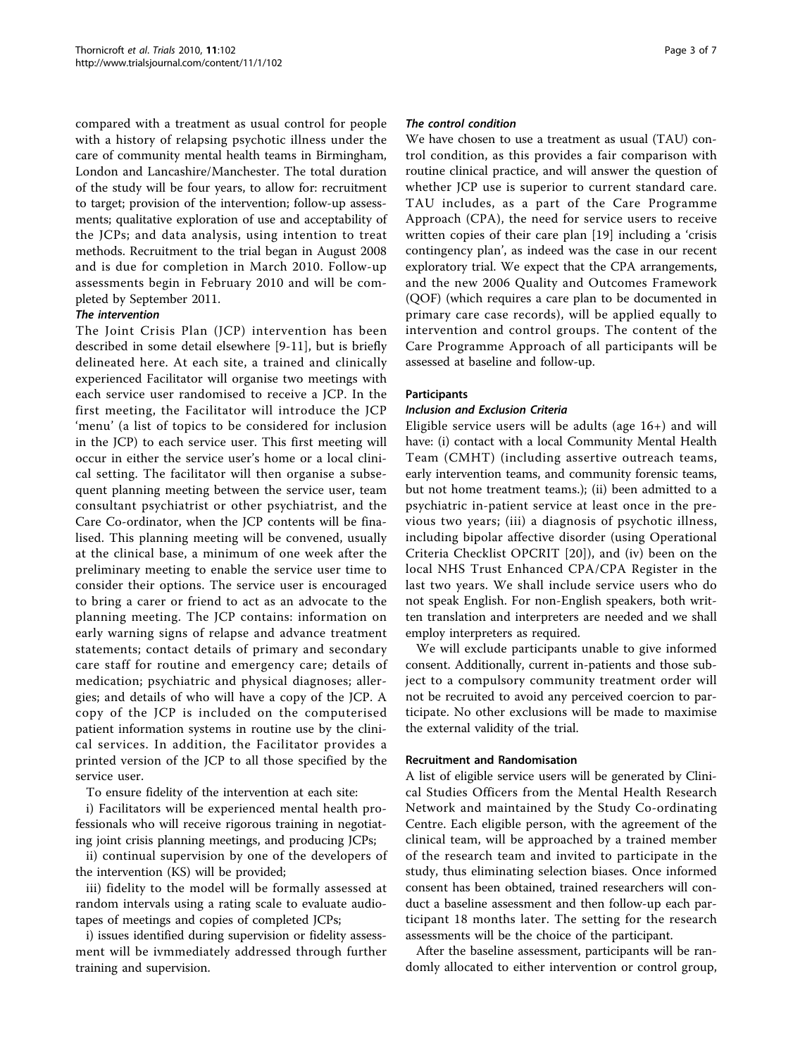compared with a treatment as usual control for people with a history of relapsing psychotic illness under the care of community mental health teams in Birmingham, London and Lancashire/Manchester. The total duration of the study will be four years, to allow for: recruitment to target; provision of the intervention; follow-up assessments; qualitative exploration of use and acceptability of the JCPs; and data analysis, using intention to treat methods. Recruitment to the trial began in August 2008 and is due for completion in March 2010. Follow-up assessments begin in February 2010 and will be completed by September 2011.

#### *The intervention*

The Joint Crisis Plan (JCP) intervention has been described in some detail elsewhere [9-11], but is briefly delineated here. At each site, a trained and clinically experienced Facilitator will organise two meetings with each service user randomised to receive a JCP. In the first meeting, the Facilitator will introduce the JCP 'menu' (a list of topics to be considered for inclusion in the JCP) to each service user. This first meeting will occur in either the service user's home or a local clinical setting. The facilitator will then organise a subsequent planning meeting between the service user, team consultant psychiatrist or other psychiatrist, and the Care Co-ordinator, when the JCP contents will be finalised. This planning meeting will be convened, usually at the clinical base, a minimum of one week after the preliminary meeting to enable the service user time to consider their options. The service user is encouraged to bring a carer or friend to act as an advocate to the planning meeting. The JCP contains: information on early warning signs of relapse and advance treatment statements; contact details of primary and secondary care staff for routine and emergency care; details of medication; psychiatric and physical diagnoses; allergies; and details of who will have a copy of the JCP. A copy of the JCP is included on the computerised patient information systems in routine use by the clinical services. In addition, the Facilitator provides a printed version of the JCP to all those specified by the service user.

To ensure fidelity of the intervention at each site:

i) Facilitators will be experienced mental health professionals who will receive rigorous training in negotiating joint crisis planning meetings, and producing JCPs;

ii) continual supervision by one of the developers of the intervention (KS) will be provided;

iii) fidelity to the model will be formally assessed at random intervals using a rating scale to evaluate audiotapes of meetings and copies of completed JCPs;

i) issues identified during supervision or fidelity assessment will be ivmmediately addressed through further training and supervision.

#### *The control condition*

We have chosen to use a treatment as usual (TAU) control condition, as this provides a fair comparison with routine clinical practice, and will answer the question of whether JCP use is superior to current standard care. TAU includes, as a part of the Care Programme Approach (CPA), the need for service users to receive written copies of their care plan [19] including a 'crisis contingency plan', as indeed was the case in our recent exploratory trial. We expect that the CPA arrangements, and the new 2006 Quality and Outcomes Framework (QOF) (which requires a care plan to be documented in primary care case records), will be applied equally to intervention and control groups. The content of the Care Programme Approach of all participants will be assessed at baseline and follow-up.

### Participants

#### *Inclusion and Exclusion Criteria*

Eligible service users will be adults (age 16+) and will have: (i) contact with a local Community Mental Health Team (CMHT) (including assertive outreach teams, early intervention teams, and community forensic teams, but not home treatment teams.); (ii) been admitted to a psychiatric in-patient service at least once in the previous two years; (iii) a diagnosis of psychotic illness, including bipolar affective disorder (using Operational Criteria Checklist OPCRIT [20]), and (iv) been on the local NHS Trust Enhanced CPA/CPA Register in the last two years. We shall include service users who do not speak English. For non-English speakers, both written translation and interpreters are needed and we shall employ interpreters as required.

We will exclude participants unable to give informed consent. Additionally, current in-patients and those subject to a compulsory community treatment order will not be recruited to avoid any perceived coercion to participate. No other exclusions will be made to maximise the external validity of the trial.

### Recruitment and Randomisation

A list of eligible service users will be generated by Clinical Studies Officers from the Mental Health Research Network and maintained by the Study Co-ordinating Centre. Each eligible person, with the agreement of the clinical team, will be approached by a trained member of the research team and invited to participate in the study, thus eliminating selection biases. Once informed consent has been obtained, trained researchers will conduct a baseline assessment and then follow-up each participant 18 months later. The setting for the research assessments will be the choice of the participant.

After the baseline assessment, participants will be randomly allocated to either intervention or control group,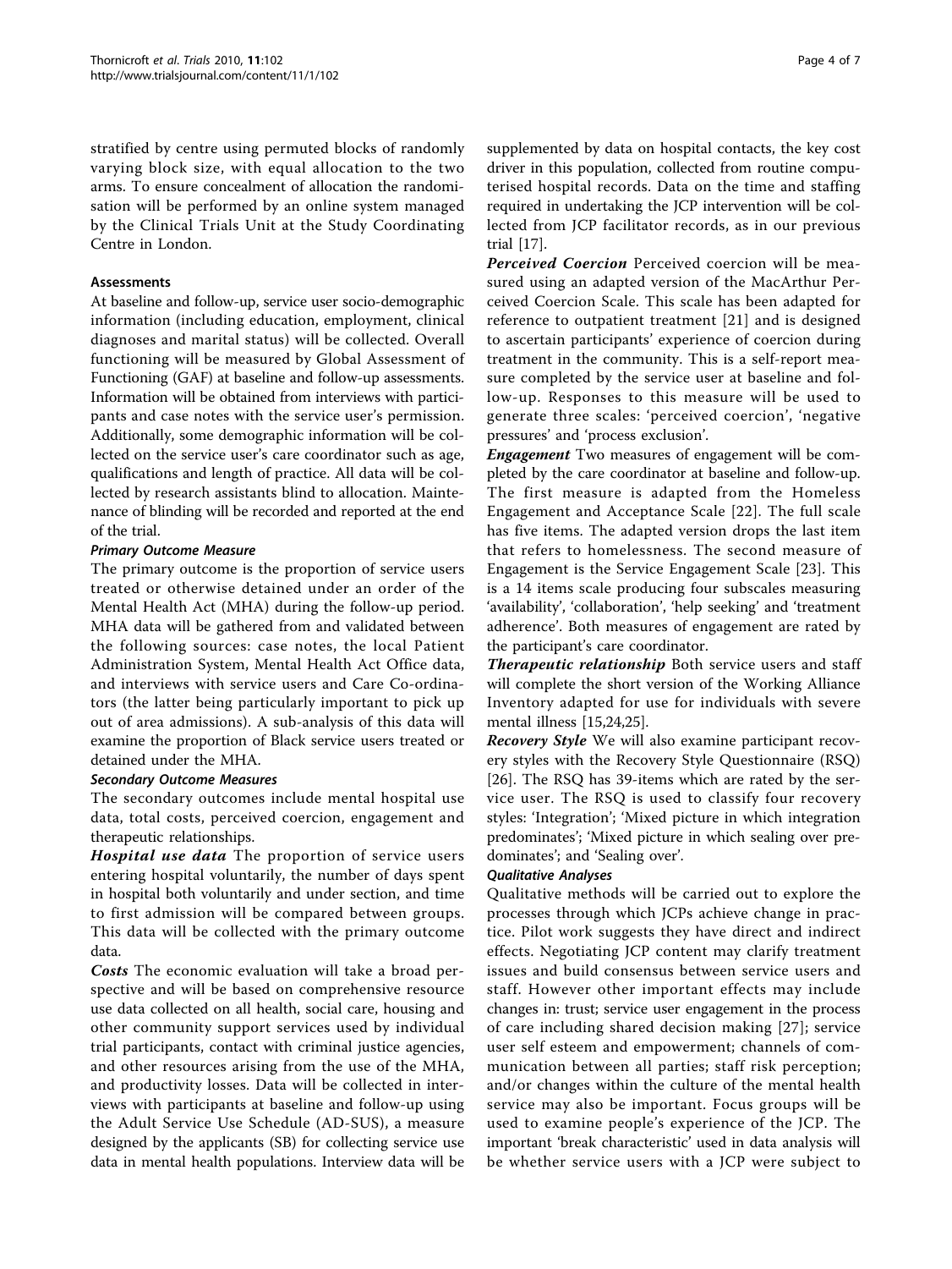stratified by centre using permuted blocks of randomly varying block size, with equal allocation to the two arms. To ensure concealment of allocation the randomisation will be performed by an online system managed by the Clinical Trials Unit at the Study Coordinating Centre in London.

### Assessments

At baseline and follow-up, service user socio-demographic information (including education, employment, clinical diagnoses and marital status) will be collected. Overall functioning will be measured by Global Assessment of Functioning (GAF) at baseline and follow-up assessments. Information will be obtained from interviews with participants and case notes with the service user's permission. Additionally, some demographic information will be collected on the service user's care coordinator such as age, qualifications and length of practice. All data will be collected by research assistants blind to allocation. Maintenance of blinding will be recorded and reported at the end of the trial.

#### Primary Outcome Measure

The primary outcome is the proportion of service users treated or otherwise detained under an order of the Mental Health Act (MHA) during the follow-up period. MHA data will be gathered from and validated between the following sources: case notes, the local Patient Administration System, Mental Health Act Office data, and interviews with service users and Care Co-ordinators (the latter being particularly important to pick up out of area admissions). A sub-analysis of this data will examine the proportion of Black service users treated or detained under the MHA.

#### Secondary Outcome Measures

The secondary outcomes include mental hospital use data, total costs, perceived coercion, engagement and therapeutic relationships.

***Hospital use data*** The proportion of service users entering hospital voluntarily, the number of days spent in hospital both voluntarily and under section, and time to first admission will be compared between groups. This data will be collected with the primary outcome data.

***Costs*** The economic evaluation will take a broad perspective and will be based on comprehensive resource use data collected on all health, social care, housing and other community support services used by individual trial participants, contact with criminal justice agencies, and other resources arising from the use of the MHA, and productivity losses. Data will be collected in interviews with participants at baseline and follow-up using the Adult Service Use Schedule (AD-SUS), a measure designed by the applicants (SB) for collecting service use data in mental health populations. Interview data will be supplemented by data on hospital contacts, the key cost driver in this population, collected from routine computerised hospital records. Data on the time and staffing required in undertaking the JCP intervention will be collected from JCP facilitator records, as in our previous trial [17].

***Perceived Coercion*** Perceived coercion will be measured using an adapted version of the MacArthur Perceived Coercion Scale. This scale has been adapted for reference to outpatient treatment [21] and is designed to ascertain participants' experience of coercion during treatment in the community. This is a self-report measure completed by the service user at baseline and follow-up. Responses to this measure will be used to generate three scales: 'perceived coercion', 'negative pressures' and 'process exclusion'.

***Engagement*** Two measures of engagement will be completed by the care coordinator at baseline and follow-up. The first measure is adapted from the Homeless Engagement and Acceptance Scale [22]. The full scale has five items. The adapted version drops the last item that refers to homelessness. The second measure of Engagement is the Service Engagement Scale [23]. This is a 14 items scale producing four subscales measuring 'availability', 'collaboration', 'help seeking' and 'treatment adherence'. Both measures of engagement are rated by the participant's care coordinator.

***Therapeutic relationship*** Both service users and staff will complete the short version of the Working Alliance Inventory adapted for use for individuals with severe mental illness [15,24,25].

***Recovery Style*** We will also examine participant recovery styles with the Recovery Style Questionnaire (RSQ) [26]. The RSQ has 39-items which are rated by the service user. The RSQ is used to classify four recovery styles: 'Integration'; 'Mixed picture in which integration predominates'; 'Mixed picture in which sealing over predominates'; and 'Sealing over'.

#### Qualitative Analyses

Qualitative methods will be carried out to explore the processes through which JCPs achieve change in practice. Pilot work suggests they have direct and indirect effects. Negotiating JCP content may clarify treatment issues and build consensus between service users and staff. However other important effects may include changes in: trust; service user engagement in the process of care including shared decision making [27]; service user self esteem and empowerment; channels of communication between all parties; staff risk perception; and/or changes within the culture of the mental health service may also be important. Focus groups will be used to examine people's experience of the JCP. The important 'break characteristic' used in data analysis will be whether service users with a JCP were subject to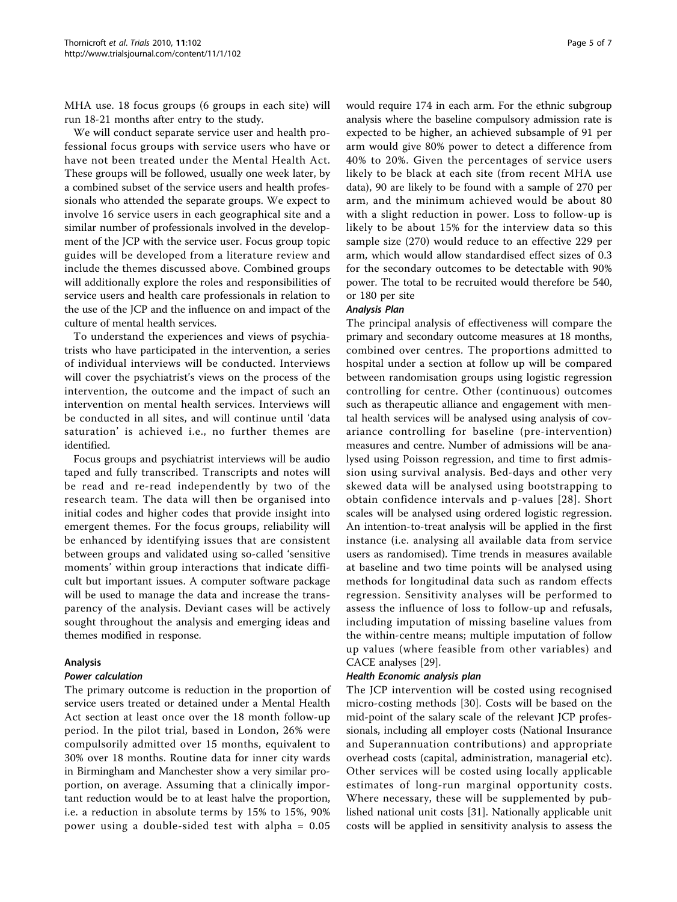MHA use. 18 focus groups (6 groups in each site) will run 18-21 months after entry to the study.

We will conduct separate service user and health professional focus groups with service users who have or have not been treated under the Mental Health Act. These groups will be followed, usually one week later, by a combined subset of the service users and health professionals who attended the separate groups. We expect to involve 16 service users in each geographical site and a similar number of professionals involved in the development of the JCP with the service user. Focus group topic guides will be developed from a literature review and include the themes discussed above. Combined groups will additionally explore the roles and responsibilities of service users and health care professionals in relation to the use of the JCP and the influence on and impact of the culture of mental health services.

To understand the experiences and views of psychiatrists who have participated in the intervention, a series of individual interviews will be conducted. Interviews will cover the psychiatrist's views on the process of the intervention, the outcome and the impact of such an intervention on mental health services. Interviews will be conducted in all sites, and will continue until 'data saturation' is achieved i.e., no further themes are identified.

Focus groups and psychiatrist interviews will be audio taped and fully transcribed. Transcripts and notes will be read and re-read independently by two of the research team. The data will then be organised into initial codes and higher codes that provide insight into emergent themes. For the focus groups, reliability will be enhanced by identifying issues that are consistent between groups and validated using so-called 'sensitive moments' within group interactions that indicate difficult but important issues. A computer software package will be used to manage the data and increase the transparency of the analysis. Deviant cases will be actively sought throughout the analysis and emerging ideas and themes modified in response.

## Analysis

### *Power calculation*

The primary outcome is reduction in the proportion of service users treated or detained under a Mental Health Act section at least once over the 18 month follow-up period. In the pilot trial, based in London, 26% were compulsorily admitted over 15 months, equivalent to 30% over 18 months. Routine data for inner city wards in Birmingham and Manchester show a very similar proportion, on average. Assuming that a clinically important reduction would be to at least halve the proportion, i.e. a reduction in absolute terms by 15% to 15%, 90% power using a double-sided test with alpha = 0.05 would require 174 in each arm. For the ethnic subgroup analysis where the baseline compulsory admission rate is expected to be higher, an achieved subsample of 91 per arm would give 80% power to detect a difference from 40% to 20%. Given the percentages of service users likely to be black at each site (from recent MHA use data), 90 are likely to be found with a sample of 270 per arm, and the minimum achieved would be about 80 with a slight reduction in power. Loss to follow-up is likely to be about 15% for the interview data so this sample size (270) would reduce to an effective 229 per arm, which would allow standardised effect sizes of 0.3 for the secondary outcomes to be detectable with 90% power. The total to be recruited would therefore be 540, or 180 per site

### *Analysis Plan*

The principal analysis of effectiveness will compare the primary and secondary outcome measures at 18 months, combined over centres. The proportions admitted to hospital under a section at follow up will be compared between randomisation groups using logistic regression controlling for centre. Other (continuous) outcomes such as therapeutic alliance and engagement with mental health services will be analysed using analysis of covariance controlling for baseline (pre-intervention) measures and centre. Number of admissions will be analysed using Poisson regression, and time to first admission using survival analysis. Bed-days and other very skewed data will be analysed using bootstrapping to obtain confidence intervals and p-values [28]. Short scales will be analysed using ordered logistic regression. An intention-to-treat analysis will be applied in the first instance (i.e. analysing all available data from service users as randomised). Time trends in measures available at baseline and two time points will be analysed using methods for longitudinal data such as random effects regression. Sensitivity analyses will be performed to assess the influence of loss to follow-up and refusals, including imputation of missing baseline values from the within-centre means; multiple imputation of follow up values (where feasible from other variables) and CACE analyses [29].

### *Health Economic analysis plan*

The JCP intervention will be costed using recognised micro-costing methods [30]. Costs will be based on the mid-point of the salary scale of the relevant JCP professionals, including all employer costs (National Insurance and Superannuation contributions) and appropriate overhead costs (capital, administration, managerial etc). Other services will be costed using locally applicable estimates of long-run marginal opportunity costs. Where necessary, these will be supplemented by published national unit costs [31]. Nationally applicable unit costs will be applied in sensitivity analysis to assess the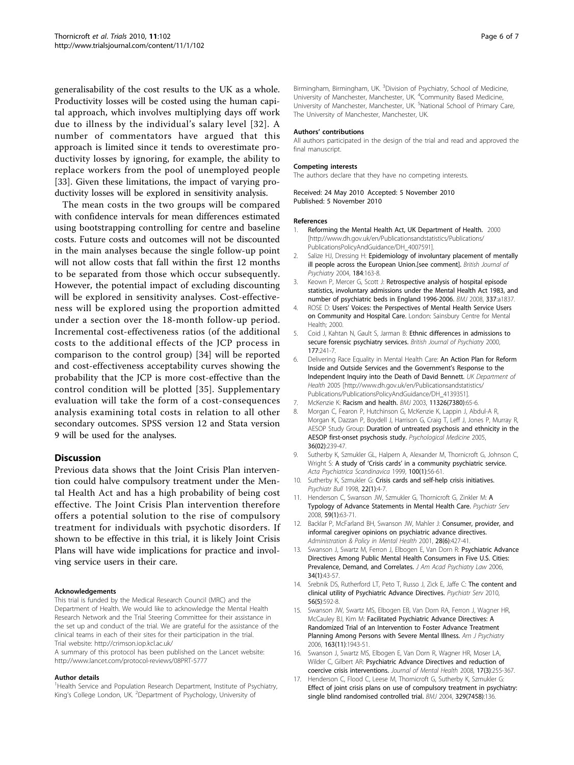generalisability of the cost results to the UK as a whole. Productivity losses will be costed using the human capital approach, which involves multiplying days off work due to illness by the individual's salary level [32]. A number of commentators have argued that this approach is limited since it tends to overestimate productivity losses by ignoring, for example, the ability to replace workers from the pool of unemployed people [33]. Given these limitations, the impact of varying productivity losses will be explored in sensitivity analysis.

The mean costs in the two groups will be compared with confidence intervals for mean differences estimated using bootstrapping controlling for centre and baseline costs. Future costs and outcomes will not be discounted in the main analyses because the single follow-up point will not allow costs that fall within the first 12 months to be separated from those which occur subsequently. However, the potential impact of excluding discounting will be explored in sensitivity analyses. Cost-effectiveness will be explored using the proportion admitted under a section over the 18-month follow-up period. Incremental cost-effectiveness ratios (of the additional costs to the additional effects of the JCP process in comparison to the control group) [34] will be reported and cost-effectiveness acceptability curves showing the probability that the JCP is more cost-effective than the control condition will be plotted [35]. Supplementary evaluation will take the form of a cost-consequences analysis examining total costs in relation to all other secondary outcomes. SPSS version 12 and Stata version 9 will be used for the analyses.

## Discussion

Previous data shows that the Joint Crisis Plan intervention could halve compulsory treatment under the Mental Health Act and has a high probability of being cost effective. The Joint Crisis Plan intervention therefore offers a potential solution to the rise of compulsory treatment for individuals with psychotic disorders. If shown to be effective in this trial, it is likely Joint Crisis Plans will have wide implications for practice and involving service users in their care.

#### Acknowledgements

This trial is funded by the Medical Research Council (MRC) and the Department of Health. We would like to acknowledge the Mental Health Research Network and the Trial Steering Committee for their assistance in the set up and conduct of the trial. We are grateful for the assistance of the clinical teams in each of their sites for their participation in the trial.
Trial website: http://crimson.iop.kcl.ac.uk/
A summary of this protocol has been published on the Lancet website: http://www.lancet.com/protocol-reviews/08PRT-5777

#### Author details

[1]Health Service and Population Research Department, Institute of Psychiatry, King's College London, UK. [2]Department of Psychology, University of Birmingham, Birmingham, UK. [3]Division of Psychiatry, School of Medicine, University of Manchester, Manchester, UK. [4]Community Based Medicine, University of Manchester, Manchester, UK. [5]National School of Primary Care, The University of Manchester, Manchester, UK.

#### Authors' contributions

All authors participated in the design of the trial and read and approved the final manuscript.

#### Competing interests

The authors declare that they have no competing interests.

Received: 24 May 2010 Accepted: 5 November 2010
Published: 5 November 2010

#### References

1. Reforming the Mental Health Act, UK Department of Health. 2000 [http://www.dh.gov.uk/en/Publicationsandstatistics/Publications/PublicationsPolicyAndGuidance/DH_4007591].
2. Salize HJ, Dressing H: Epidemiology of involuntary placement of mentally ill people across the European Union.[see comment]. *British Journal of Psychiatry* 2004, 184:163-8.
3. Keown P, Mercer G, Scott J: Retrospective analysis of hospital episode statistics, involuntary admissions under the Mental Health Act 1983, and number of psychiatric beds in England 1996-2006. *BMJ* 2008, 337:a1837.
4. ROSE D: Users' Voices: the Perspectives of Mental Health Service Users on Community and Hospital Care. London: Sainsbury Centre for Mental Health; 2000.
5. Coid J, Kahtan N, Gault S, Jarman B: Ethnic differences in admissions to secure forensic psychiatry services. *British Journal of Psychiatry* 2000, 177:241-7.
6. Delivering Race Equality in Mental Health Care: An Action Plan for Reform Inside and Outside Services and the Government's Response to the Independent Inquiry into the Death of David Bennett. *UK Department of Health* 2005 [http://www.dh.gov.uk/en/Publicationsandstatistics/Publications/PublicationsPolicyAndGuidance/DH_4139351].
7. McKenzie K: Racism and health. *BMJ* 2003, 11326(7380):65-6.
8. Morgan C, Fearon P, Hutchinson G, McKenzie K, Lappin J, Abdul-A R, Morgan K, Dazzan P, Boydell J, Harrison G, Craig T, Leff J, Jones P, Murray R, AESOP Study Group: Duration of untreated psychosis and ethnicity in the AESOP first-onset psychosis study. *Psychological Medicine* 2005, 36(02):239-47.
9. Sutherby K, Szmukler GL, Halpern A, Alexander M, Thornicroft G, Johnson C, Wright S: A study of 'Crisis cards' in a community psychiatric service. *Acta Psychiatrica Scandinavica* 1999, 100(1):56-61.
10. Sutherby K, Szmukler G: Crisis cards and self-help crisis initiatives. *Psychiatr Bull* 1998, 22(1):4-7.
11. Henderson C, Swanson JW, Szmukler G, Thornicroft G, Zinkler M: A Typology of Advance Statements in Mental Health Care. *Psychiatr Serv* 2008, 59(1):63-71.
12. Backlar P, McFarland BH, Swanson JW, Mahler J: Consumer, provider, and informal caregiver opinions on psychiatric advance directives. *Administration & Policy in Mental Health* 2001, 28(6):427-41.
13. Swanson J, Swartz M, Ferron J, Elbogen E, Van Dorn R: Psychiatric Advance Directives Among Public Mental Health Consumers in Five U.S. Cities: Prevalence, Demand, and Correlates. *J Am Acad Psychiatry Law* 2006, 34(1):43-57.
14. Srebnik DS, Rutherford LT, Peto T, Russo J, Zick E, Jaffe C: The content and clinical utility of Psychiatric Advance Directives. *Psychiatr Serv* 2010, 56(5):592-8.
15. Swanson JW, Swartz MS, Elbogen EB, Van Dorn RA, Ferron J, Wagner HR, McCauley BJ, Kim M: Facilitated Psychiatric Advance Directives: A Randomized Trial of an Intervention to Foster Advance Treatment Planning Among Persons with Severe Mental Illness. *Am J Psychiatry* 2006, 163(11):1943-51.
16. Swanson J, Swartz MS, Elbogen E, Van Dorn R, Wagner HR, Moser LA, Wilder C, Gilbert AR: Psychiatric Advance Directives and reduction of coercive crisis interventions. *Journal of Mental Health* 2008, 17(3):255-367.
17. Henderson C, Flood C, Leese M, Thornicroft G, Sutherby K, Szmukler G: Effect of joint crisis plans on use of compulsory treatment in psychiatry: single blind randomised controlled trial. *BMJ* 2004, 329(7458):136.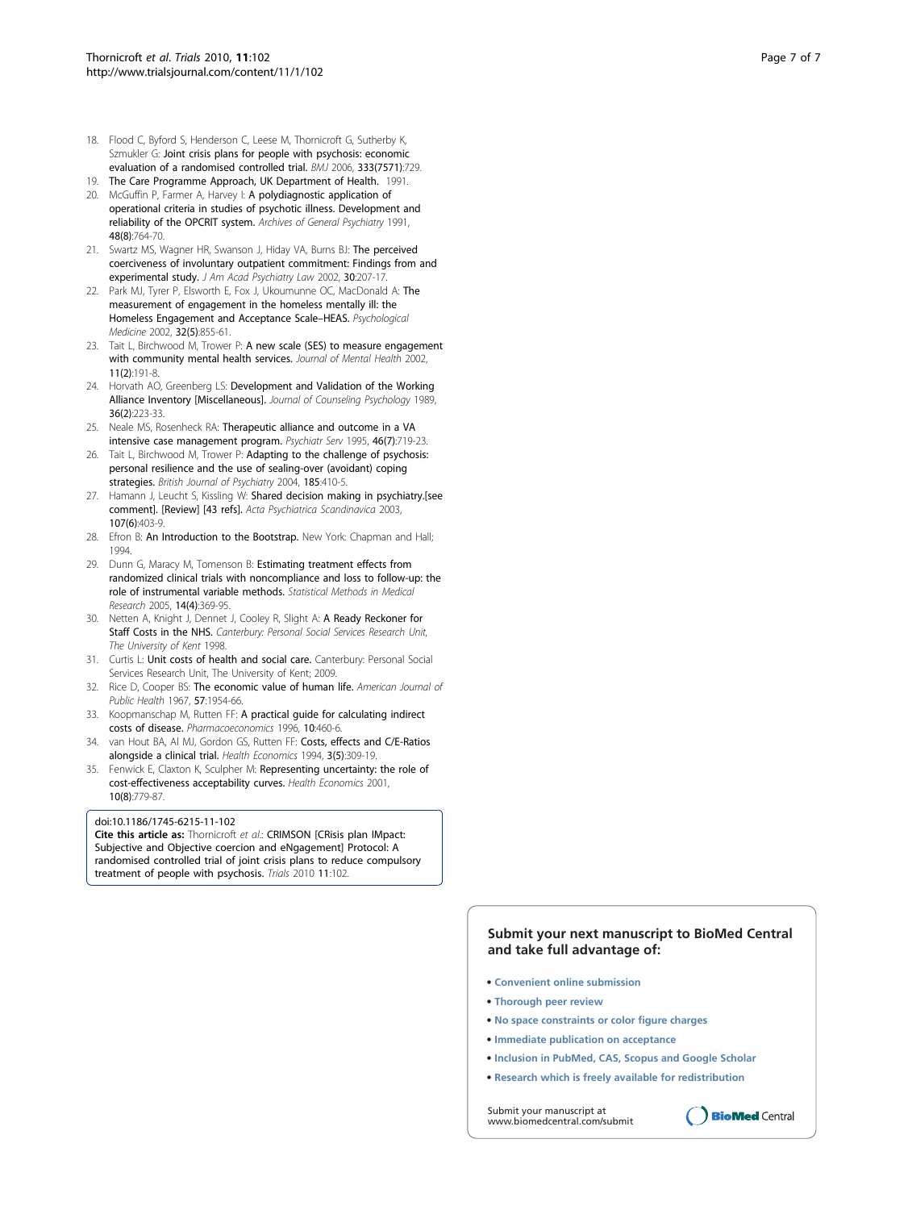18. Flood C, Byford S, Henderson C, Leese M, Thornicroft G, Sutherby K, Szmukler G: **Joint crisis plans for people with psychosis: economic evaluation of a randomised controlled trial.** *BMJ* 2006, **333(7571)**:729.
19. **The Care Programme Approach, UK Department of Health.** 1991.
20. McGuffin P, Farmer A, Harvey I: **A polydiagnostic application of operational criteria in studies of psychotic illness. Development and reliability of the OPCRIT system.** *Archives of General Psychiatry* 1991, **48(8)**:764-70.
21. Swartz MS, Wagner HR, Swanson J, Hiday VA, Burns BJ: **The perceived coerciveness of involuntary outpatient commitment: Findings from and experimental study.** *J Am Acad Psychiatry Law* 2002, **30**:207-17.
22. Park MJ, Tyrer P, Elsworth E, Fox J, Ukoumunne OC, MacDonald A: **The measurement of engagement in the homeless mentally ill: the Homeless Engagement and Acceptance Scale–HEAS.** *Psychological Medicine* 2002, **32(5)**:855-61.
23. Tait L, Birchwood M, Trower P: **A new scale (SES) to measure engagement with community mental health services.** *Journal of Mental Health* 2002, **11(2)**:191-8.
24. Horvath AO, Greenberg LS: **Development and Validation of the Working Alliance Inventory [Miscellaneous].** *Journal of Counseling Psychology* 1989, **36(2)**:223-33.
25. Neale MS, Rosenheck RA: **Therapeutic alliance and outcome in a VA intensive case management program.** *Psychiatr Serv* 1995, **46(7)**:719-23.
26. Tait L, Birchwood M, Trower P: **Adapting to the challenge of psychosis: personal resilience and the use of sealing-over (avoidant) coping strategies.** *British Journal of Psychiatry* 2004, **185**:410-5.
27. Hamann J, Leucht S, Kissling W: **Shared decision making in psychiatry.[see comment]. [Review] [43 refs].** *Acta Psychiatrica Scandinavica* 2003, **107(6)**:403-9.
28. Efron B: **An Introduction to the Bootstrap.** New York: Chapman and Hall; 1994.
29. Dunn G, Maracy M, Tomenson B: **Estimating treatment effects from randomized clinical trials with noncompliance and loss to follow-up: the role of instrumental variable methods.** *Statistical Methods in Medical Research* 2005, **14(4)**:369-95.
30. Netten A, Knight J, Dennet J, Cooley R, Slight A: **A Ready Reckoner for Staff Costs in the NHS.** *Canterbury: Personal Social Services Research Unit, The University of Kent* 1998.
31. Curtis L: **Unit costs of health and social care.** Canterbury: Personal Social Services Research Unit, The University of Kent; 2009.
32. Rice D, Cooper BS: **The economic value of human life.** *American Journal of Public Health* 1967, **57**:1954-66.
33. Koopmanschap M, Rutten FF: **A practical guide for calculating indirect costs of disease.** *Pharmacoeconomics* 1996, **10**:460-6.
34. van Hout BA, Al MJ, Gordon GS, Rutten FF: **Costs, effects and C/E-Ratios alongside a clinical trial.** *Health Economics* 1994, **3(5)**:309-19.
35. Fenwick E, Claxton K, Sculpher M: **Representing uncertainty: the role of cost-effectiveness acceptability curves.** *Health Economics* 2001, **10(8)**:779-87.

doi:10.1186/1745-6215-11-102

**Cite this article as:** Thornicroft *et al.*: CRIMSON [CRisis plan IMpact: Subjective and Objective coercion and eNgagement] Protocol: A randomised controlled trial of joint crisis plans to reduce compulsory treatment of people with psychosis. *Trials* 2010 11:102.

**Submit your next manuscript to BioMed Central and take full advantage of:**

- **Convenient online submission**
- **Thorough peer review**
- **No space constraints or color figure charges**
- **Immediate publication on acceptance**
- **Inclusion in PubMed, CAS, Scopus and Google Scholar**
- **Research which is freely available for redistribution**

Submit your manuscript at
www.biomedcentral.com/submit

BioMed Central